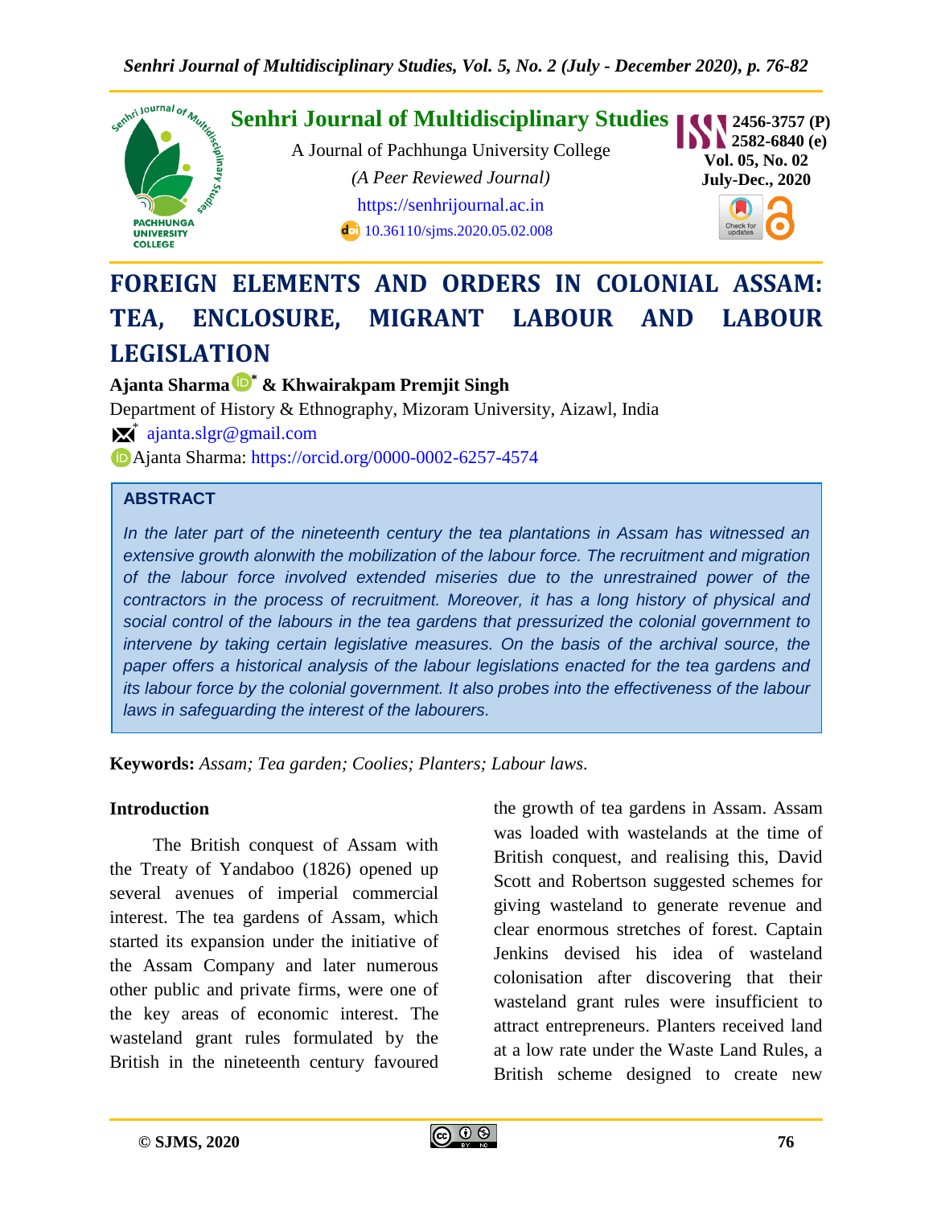Senhri Journal of Multidisciplinary Studies

A Journal of Pachhunga University College

*(A Peer Reviewed Journal)*

https://senhrijournal.ac.in

10.36110/sjms.2020.05.02.008

2456-3757 (P)
2582-6840 (e)
Vol. 05, No. 02
July-Dec., 2020

# FOREIGN ELEMENTS AND ORDERS IN COLONIAL ASSAM: TEA, ENCLOSURE, MIGRANT LABOUR AND LABOUR LEGISLATION

**Ajanta Sharma[*] & Khwairakpam Premjit Singh**

Department of History & Ethnography, Mizoram University, Aizawl, India

[*] ajanta.slgr@gmail.com

Ajanta Sharma: https://orcid.org/0000-0002-6257-4574

## ABSTRACT

*In the later part of the nineteenth century the tea plantations in Assam has witnessed an extensive growth alonwith the mobilization of the labour force. The recruitment and migration of the labour force involved extended miseries due to the unrestrained power of the contractors in the process of recruitment. Moreover, it has a long history of physical and social control of the labours in the tea gardens that pressurized the colonial government to intervene by taking certain legislative measures. On the basis of the archival source, the paper offers a historical analysis of the labour legislations enacted for the tea gardens and its labour force by the colonial government. It also probes into the effectiveness of the labour laws in safeguarding the interest of the labourers.*

**Keywords:** *Assam; Tea garden; Coolies; Planters; Labour laws.*

## Introduction

The British conquest of Assam with the Treaty of Yandaboo (1826) opened up several avenues of imperial commercial interest. The tea gardens of Assam, which started its expansion under the initiative of the Assam Company and later numerous other public and private firms, were one of the key areas of economic interest. The wasteland grant rules formulated by the British in the nineteenth century favoured the growth of tea gardens in Assam. Assam was loaded with wastelands at the time of British conquest, and realising this, David Scott and Robertson suggested schemes for giving wasteland to generate revenue and clear enormous stretches of forest. Captain Jenkins devised his idea of wasteland colonisation after discovering that their wasteland grant rules were insufficient to attract entrepreneurs. Planters received land at a low rate under the Waste Land Rules, a British scheme designed to create new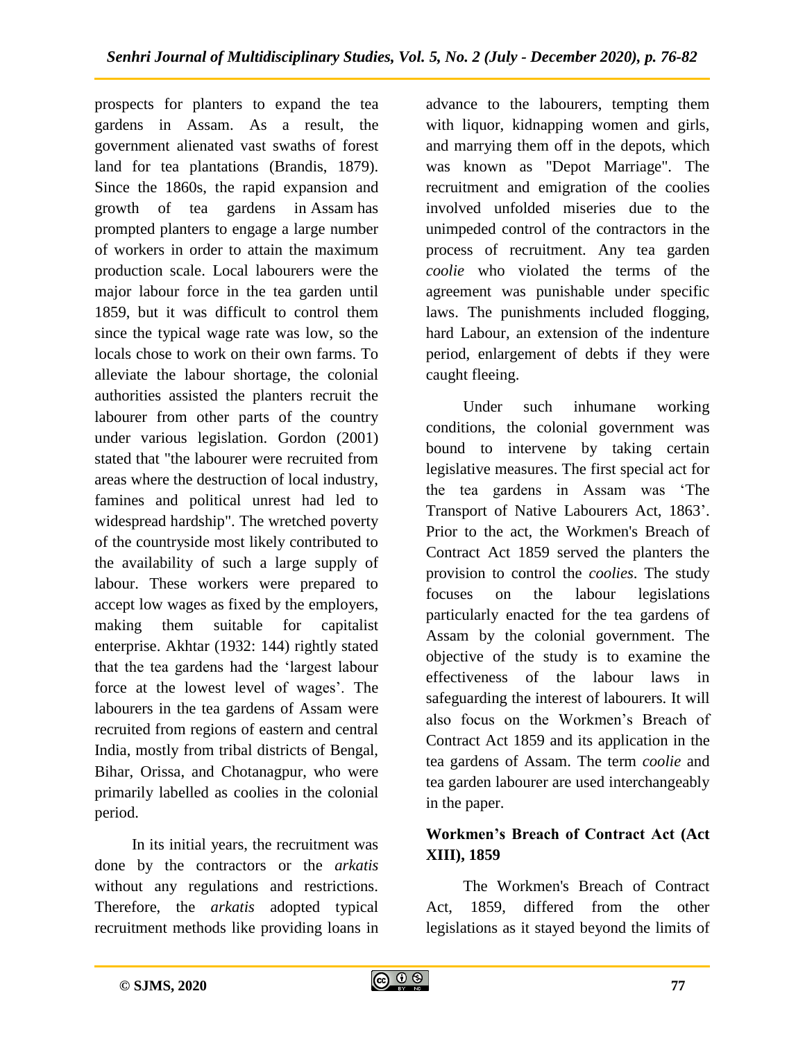prospects for planters to expand the tea gardens in Assam. As a result, the government alienated vast swaths of forest land for tea plantations (Brandis, 1879). Since the 1860s, the rapid expansion and growth of tea gardens in Assam has prompted planters to engage a large number of workers in order to attain the maximum production scale. Local labourers were the major labour force in the tea garden until 1859, but it was difficult to control them since the typical wage rate was low, so the locals chose to work on their own farms. To alleviate the labour shortage, the colonial authorities assisted the planters recruit the labourer from other parts of the country under various legislation. Gordon (2001) stated that "the labourer were recruited from areas where the destruction of local industry, famines and political unrest had led to widespread hardship". The wretched poverty of the countryside most likely contributed to the availability of such a large supply of labour. These workers were prepared to accept low wages as fixed by the employers, making them suitable for capitalist enterprise. Akhtar (1932: 144) rightly stated that the tea gardens had the 'largest labour force at the lowest level of wages'. The labourers in the tea gardens of Assam were recruited from regions of eastern and central India, mostly from tribal districts of Bengal, Bihar, Orissa, and Chotanagpur, who were primarily labelled as coolies in the colonial period.

In its initial years, the recruitment was done by the contractors or the *arkatis* without any regulations and restrictions. Therefore, the *arkatis* adopted typical recruitment methods like providing loans in advance to the labourers, tempting them with liquor, kidnapping women and girls, and marrying them off in the depots, which was known as "Depot Marriage". The recruitment and emigration of the coolies involved unfolded miseries due to the unimpeded control of the contractors in the process of recruitment. Any tea garden *coolie* who violated the terms of the agreement was punishable under specific laws. The punishments included flogging, hard Labour, an extension of the indenture period, enlargement of debts if they were caught fleeing.

Under such inhumane working conditions, the colonial government was bound to intervene by taking certain legislative measures. The first special act for the tea gardens in Assam was 'The Transport of Native Labourers Act, 1863'. Prior to the act, the Workmen's Breach of Contract Act 1859 served the planters the provision to control the *coolies*. The study focuses on the labour legislations particularly enacted for the tea gardens of Assam by the colonial government. The objective of the study is to examine the effectiveness of the labour laws in safeguarding the interest of labourers. It will also focus on the Workmen's Breach of Contract Act 1859 and its application in the tea gardens of Assam. The term *coolie* and tea garden labourer are used interchangeably in the paper.

## Workmen's Breach of Contract Act (Act XIII), 1859

The Workmen's Breach of Contract Act, 1859, differed from the other legislations as it stayed beyond the limits of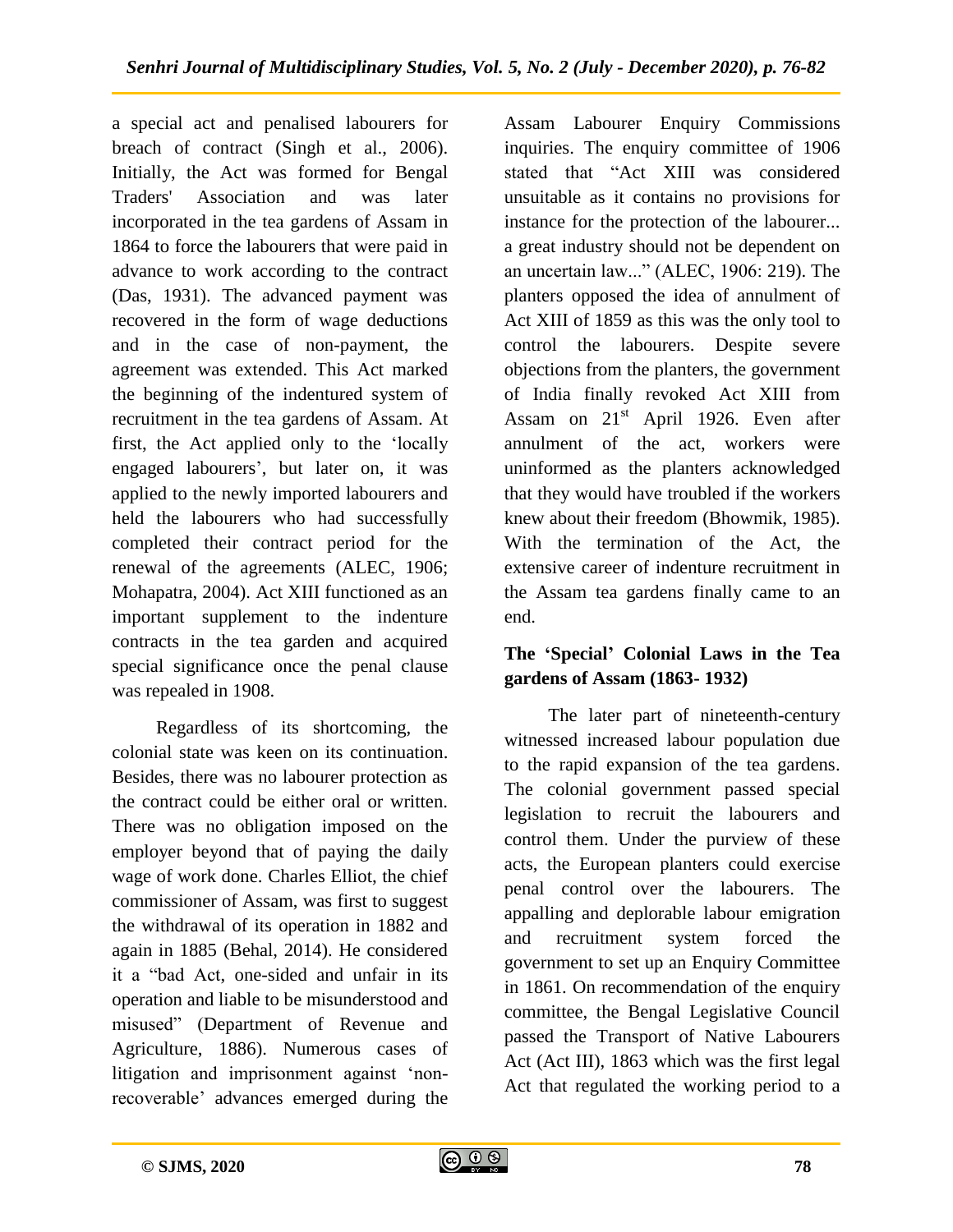a special act and penalised labourers for breach of contract (Singh et al., 2006). Initially, the Act was formed for Bengal Traders' Association and was later incorporated in the tea gardens of Assam in 1864 to force the labourers that were paid in advance to work according to the contract (Das, 1931). The advanced payment was recovered in the form of wage deductions and in the case of non-payment, the agreement was extended. This Act marked the beginning of the indentured system of recruitment in the tea gardens of Assam. At first, the Act applied only to the 'locally engaged labourers', but later on, it was applied to the newly imported labourers and held the labourers who had successfully completed their contract period for the renewal of the agreements (ALEC, 1906; Mohapatra, 2004). Act XIII functioned as an important supplement to the indenture contracts in the tea garden and acquired special significance once the penal clause was repealed in 1908.

Regardless of its shortcoming, the colonial state was keen on its continuation. Besides, there was no labourer protection as the contract could be either oral or written. There was no obligation imposed on the employer beyond that of paying the daily wage of work done. Charles Elliot, the chief commissioner of Assam, was first to suggest the withdrawal of its operation in 1882 and again in 1885 (Behal, 2014). He considered it a "bad Act, one-sided and unfair in its operation and liable to be misunderstood and misused" (Department of Revenue and Agriculture, 1886). Numerous cases of litigation and imprisonment against 'non-recoverable' advances emerged during the Assam Labourer Enquiry Commissions inquiries. The enquiry committee of 1906 stated that "Act XIII was considered unsuitable as it contains no provisions for instance for the protection of the labourer... a great industry should not be dependent on an uncertain law..." (ALEC, 1906: 219). The planters opposed the idea of annulment of Act XIII of 1859 as this was the only tool to control the labourers. Despite severe objections from the planters, the government of India finally revoked Act XIII from Assam on 21st April 1926. Even after annulment of the act, workers were uninformed as the planters acknowledged that they would have troubled if the workers knew about their freedom (Bhowmik, 1985). With the termination of the Act, the extensive career of indenture recruitment in the Assam tea gardens finally came to an end.

### The 'Special' Colonial Laws in the Tea gardens of Assam (1863- 1932)

The later part of nineteenth-century witnessed increased labour population due to the rapid expansion of the tea gardens. The colonial government passed special legislation to recruit the labourers and control them. Under the purview of these acts, the European planters could exercise penal control over the labourers. The appalling and deplorable labour emigration and recruitment system forced the government to set up an Enquiry Committee in 1861. On recommendation of the enquiry committee, the Bengal Legislative Council passed the Transport of Native Labourers Act (Act III), 1863 which was the first legal Act that regulated the working period to a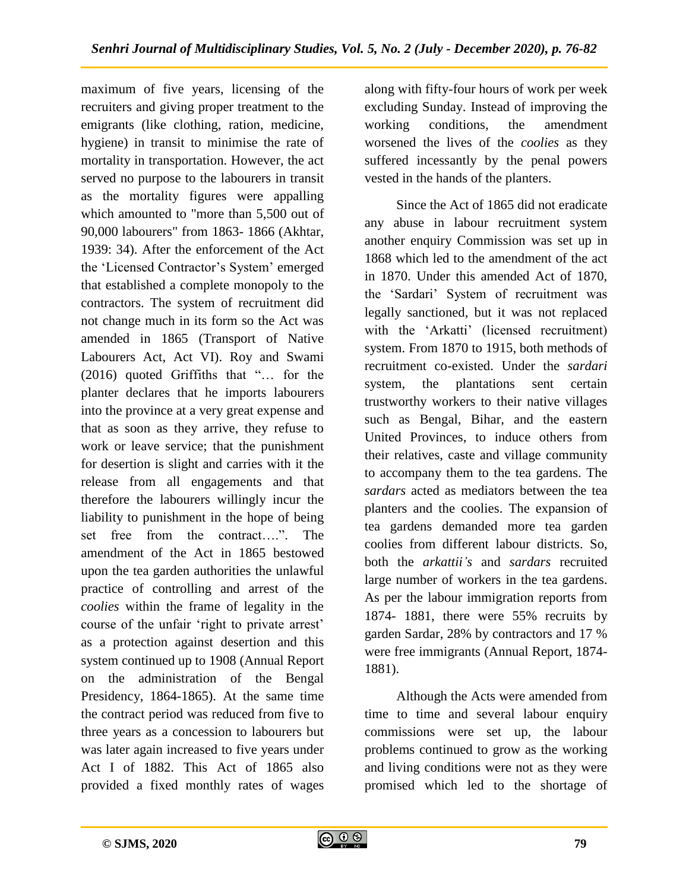maximum of five years, licensing of the recruiters and giving proper treatment to the emigrants (like clothing, ration, medicine, hygiene) in transit to minimise the rate of mortality in transportation. However, the act served no purpose to the labourers in transit as the mortality figures were appalling which amounted to "more than 5,500 out of 90,000 labourers" from 1863- 1866 (Akhtar, 1939: 34). After the enforcement of the Act the 'Licensed Contractor's System' emerged that established a complete monopoly to the contractors. The system of recruitment did not change much in its form so the Act was amended in 1865 (Transport of Native Labourers Act, Act VI). Roy and Swami (2016) quoted Griffiths that "… for the planter declares that he imports labourers into the province at a very great expense and that as soon as they arrive, they refuse to work or leave service; that the punishment for desertion is slight and carries with it the release from all engagements and that therefore the labourers willingly incur the liability to punishment in the hope of being set free from the contract….". The amendment of the Act in 1865 bestowed upon the tea garden authorities the unlawful practice of controlling and arrest of the *coolies* within the frame of legality in the course of the unfair 'right to private arrest' as a protection against desertion and this system continued up to 1908 (Annual Report on the administration of the Bengal Presidency, 1864-1865). At the same time the contract period was reduced from five to three years as a concession to labourers but was later again increased to five years under Act I of 1882. This Act of 1865 also provided a fixed monthly rates of wages along with fifty-four hours of work per week excluding Sunday. Instead of improving the working conditions, the amendment worsened the lives of the *coolies* as they suffered incessantly by the penal powers vested in the hands of the planters.

Since the Act of 1865 did not eradicate any abuse in labour recruitment system another enquiry Commission was set up in 1868 which led to the amendment of the act in 1870. Under this amended Act of 1870, the 'Sardari' System of recruitment was legally sanctioned, but it was not replaced with the 'Arkatti' (licensed recruitment) system. From 1870 to 1915, both methods of recruitment co-existed. Under the *sardari* system, the plantations sent certain trustworthy workers to their native villages such as Bengal, Bihar, and the eastern United Provinces, to induce others from their relatives, caste and village community to accompany them to the tea gardens. The *sardars* acted as mediators between the tea planters and the coolies. The expansion of tea gardens demanded more tea garden coolies from different labour districts. So, both the *arkattii's* and *sardars* recruited large number of workers in the tea gardens. As per the labour immigration reports from 1874- 1881, there were 55% recruits by garden Sardar, 28% by contractors and 17 % were free immigrants (Annual Report, 1874-1881).

Although the Acts were amended from time to time and several labour enquiry commissions were set up, the labour problems continued to grow as the working and living conditions were not as they were promised which led to the shortage of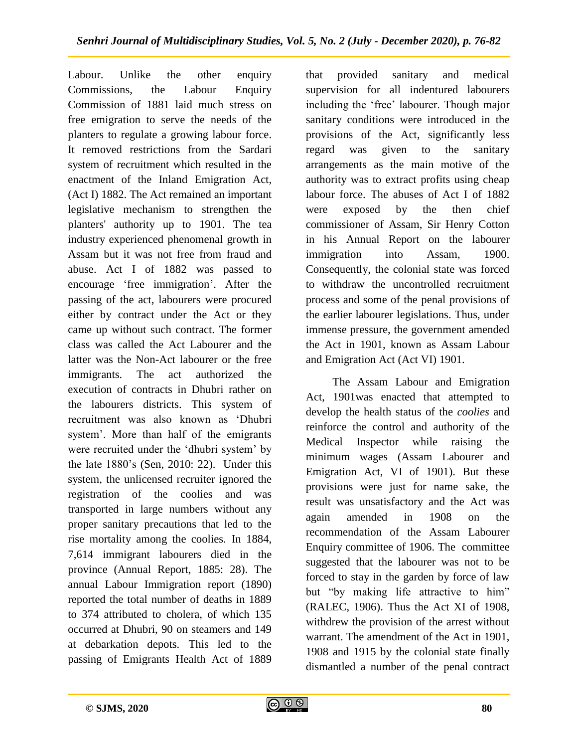Labour. Unlike the other enquiry Commissions, the Labour Enquiry Commission of 1881 laid much stress on free emigration to serve the needs of the planters to regulate a growing labour force. It removed restrictions from the Sardari system of recruitment which resulted in the enactment of the Inland Emigration Act, (Act I) 1882. The Act remained an important legislative mechanism to strengthen the planters' authority up to 1901. The tea industry experienced phenomenal growth in Assam but it was not free from fraud and abuse. Act I of 1882 was passed to encourage 'free immigration'. After the passing of the act, labourers were procured either by contract under the Act or they came up without such contract. The former class was called the Act Labourer and the latter was the Non-Act labourer or the free immigrants. The act authorized the execution of contracts in Dhubri rather on the labourers districts. This system of recruitment was also known as 'Dhubri system'. More than half of the emigrants were recruited under the 'dhubri system' by the late 1880's (Sen, 2010: 22). Under this system, the unlicensed recruiter ignored the registration of the coolies and was transported in large numbers without any proper sanitary precautions that led to the rise mortality among the coolies. In 1884, 7,614 immigrant labourers died in the province (Annual Report, 1885: 28). The annual Labour Immigration report (1890) reported the total number of deaths in 1889 to 374 attributed to cholera, of which 135 occurred at Dhubri, 90 on steamers and 149 at debarkation depots. This led to the passing of Emigrants Health Act of 1889 that provided sanitary and medical supervision for all indentured labourers including the 'free' labourer. Though major sanitary conditions were introduced in the provisions of the Act, significantly less regard was given to the sanitary arrangements as the main motive of the authority was to extract profits using cheap labour force. The abuses of Act I of 1882 were exposed by the then chief commissioner of Assam, Sir Henry Cotton in his Annual Report on the labourer immigration into Assam, 1900. Consequently, the colonial state was forced to withdraw the uncontrolled recruitment process and some of the penal provisions of the earlier labourer legislations. Thus, under immense pressure, the government amended the Act in 1901, known as Assam Labour and Emigration Act (Act VI) 1901.

The Assam Labour and Emigration Act, 1901was enacted that attempted to develop the health status of the *coolies* and reinforce the control and authority of the Medical Inspector while raising the minimum wages (Assam Labourer and Emigration Act, VI of 1901). But these provisions were just for name sake, the result was unsatisfactory and the Act was again amended in 1908 on the recommendation of the Assam Labourer Enquiry committee of 1906. The committee suggested that the labourer was not to be forced to stay in the garden by force of law but "by making life attractive to him" (RALEC, 1906). Thus the Act XI of 1908, withdrew the provision of the arrest without warrant. The amendment of the Act in 1901, 1908 and 1915 by the colonial state finally dismantled a number of the penal contract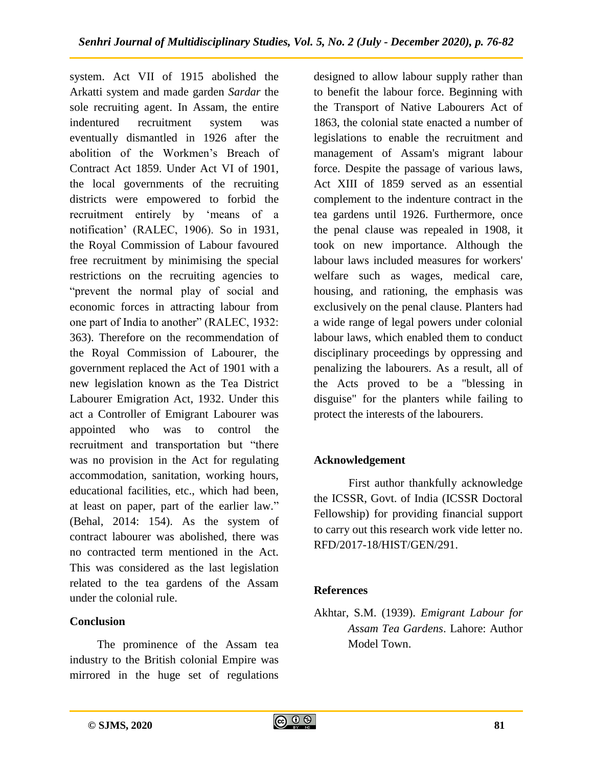system. Act VII of 1915 abolished the Arkatti system and made garden *Sardar* the sole recruiting agent. In Assam, the entire indentured recruitment system was eventually dismantled in 1926 after the abolition of the Workmen's Breach of Contract Act 1859. Under Act VI of 1901, the local governments of the recruiting districts were empowered to forbid the recruitment entirely by 'means of a notification' (RALEC, 1906). So in 1931, the Royal Commission of Labour favoured free recruitment by minimising the special restrictions on the recruiting agencies to "prevent the normal play of social and economic forces in attracting labour from one part of India to another" (RALEC, 1932: 363). Therefore on the recommendation of the Royal Commission of Labourer, the government replaced the Act of 1901 with a new legislation known as the Tea District Labourer Emigration Act, 1932. Under this act a Controller of Emigrant Labourer was appointed who was to control the recruitment and transportation but "there was no provision in the Act for regulating accommodation, sanitation, working hours, educational facilities, etc., which had been, at least on paper, part of the earlier law." (Behal, 2014: 154). As the system of contract labourer was abolished, there was no contracted term mentioned in the Act. This was considered as the last legislation related to the tea gardens of the Assam under the colonial rule.

## Conclusion

The prominence of the Assam tea industry to the British colonial Empire was mirrored in the huge set of regulations designed to allow labour supply rather than to benefit the labour force. Beginning with the Transport of Native Labourers Act of 1863, the colonial state enacted a number of legislations to enable the recruitment and management of Assam's migrant labour force. Despite the passage of various laws, Act XIII of 1859 served as an essential complement to the indenture contract in the tea gardens until 1926. Furthermore, once the penal clause was repealed in 1908, it took on new importance. Although the labour laws included measures for workers' welfare such as wages, medical care, housing, and rationing, the emphasis was exclusively on the penal clause. Planters had a wide range of legal powers under colonial labour laws, which enabled them to conduct disciplinary proceedings by oppressing and penalizing the labourers. As a result, all of the Acts proved to be a "blessing in disguise" for the planters while failing to protect the interests of the labourers.

## Acknowledgement

First author thankfully acknowledge the ICSSR, Govt. of India (ICSSR Doctoral Fellowship) for providing financial support to carry out this research work vide letter no. RFD/2017-18/HIST/GEN/291.

## References

Akhtar, S.M. (1939). *Emigrant Labour for Assam Tea Gardens*. Lahore: Author Model Town.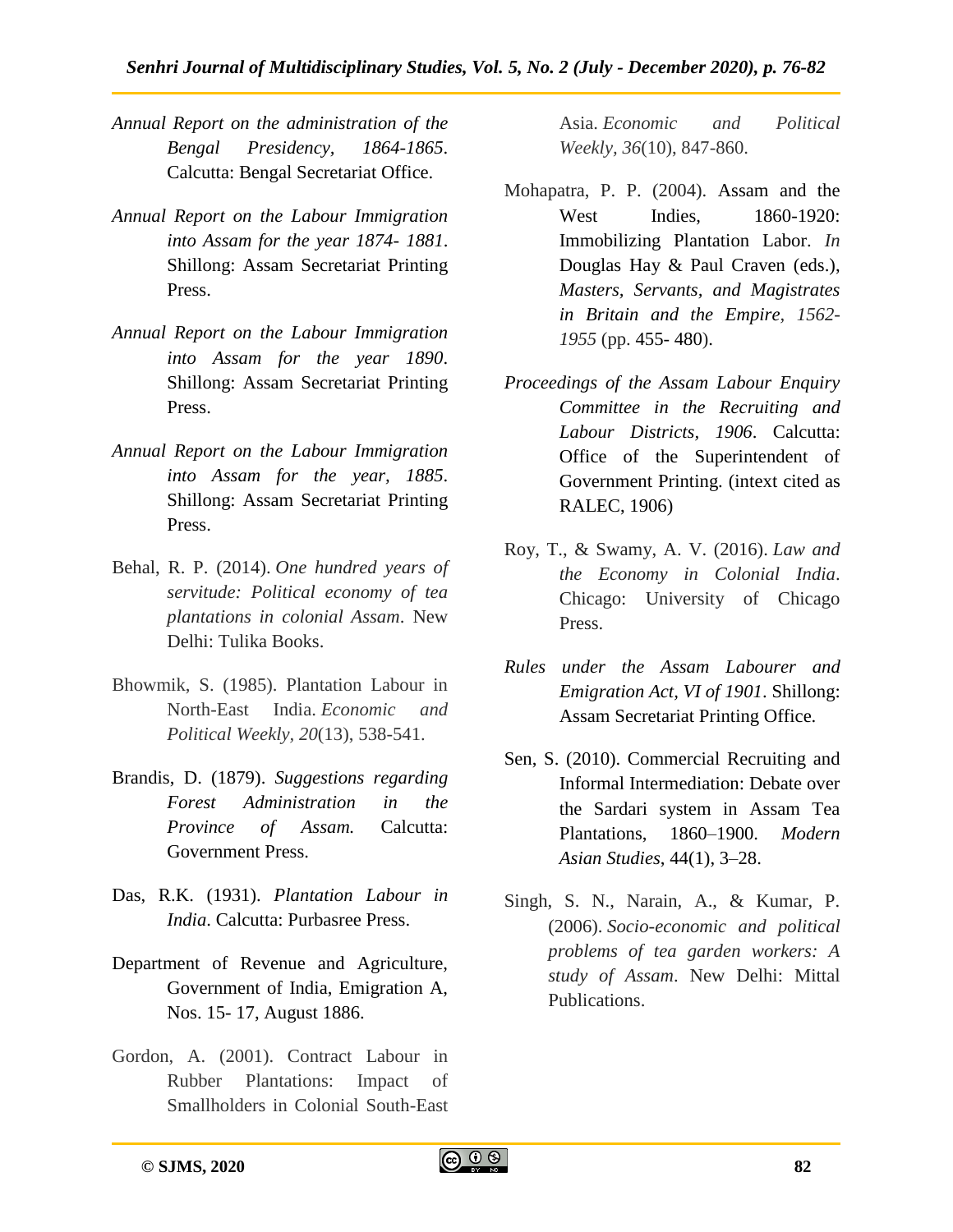*Annual Report on the administration of the Bengal Presidency, 1864-1865*. Calcutta: Bengal Secretariat Office.

*Annual Report on the Labour Immigration into Assam for the year 1874- 1881*. Shillong: Assam Secretariat Printing Press.

*Annual Report on the Labour Immigration into Assam for the year 1890*. Shillong: Assam Secretariat Printing Press.

*Annual Report on the Labour Immigration into Assam for the year, 1885*. Shillong: Assam Secretariat Printing Press.

Behal, R. P. (2014). *One hundred years of servitude: Political economy of tea plantations in colonial Assam*. New Delhi: Tulika Books.

Bhowmik, S. (1985). Plantation Labour in North-East India. *Economic and Political Weekly, 20*(13), 538-541.

Brandis, D. (1879). *Suggestions regarding Forest Administration in the Province of Assam.* Calcutta: Government Press.

Das, R.K. (1931). *Plantation Labour in India*. Calcutta: Purbasree Press.

Department of Revenue and Agriculture, Government of India, Emigration A, Nos. 15- 17, August 1886.

Gordon, A. (2001). Contract Labour in Rubber Plantations: Impact of Smallholders in Colonial South-East Asia. *Economic and Political Weekly, 36*(10), 847-860.

Mohapatra, P. P. (2004). Assam and the West Indies, 1860-1920: Immobilizing Plantation Labor. *In* Douglas Hay & Paul Craven (eds.), *Masters, Servants, and Magistrates in Britain and the Empire, 1562-1955* (pp. 455- 480).

*Proceedings of the Assam Labour Enquiry Committee in the Recruiting and Labour Districts, 1906*. Calcutta: Office of the Superintendent of Government Printing. (intext cited as RALEC, 1906)

Roy, T., & Swamy, A. V. (2016). *Law and the Economy in Colonial India*. Chicago: University of Chicago Press.

*Rules under the Assam Labourer and Emigration Act, VI of 1901*. Shillong: Assam Secretariat Printing Office.

Sen, S. (2010). Commercial Recruiting and Informal Intermediation: Debate over the Sardari system in Assam Tea Plantations, 1860–1900. *Modern Asian Studies*, 44(1), 3–28.

Singh, S. N., Narain, A., & Kumar, P. (2006). *Socio-economic and political problems of tea garden workers: A study of Assam*. New Delhi: Mittal Publications.